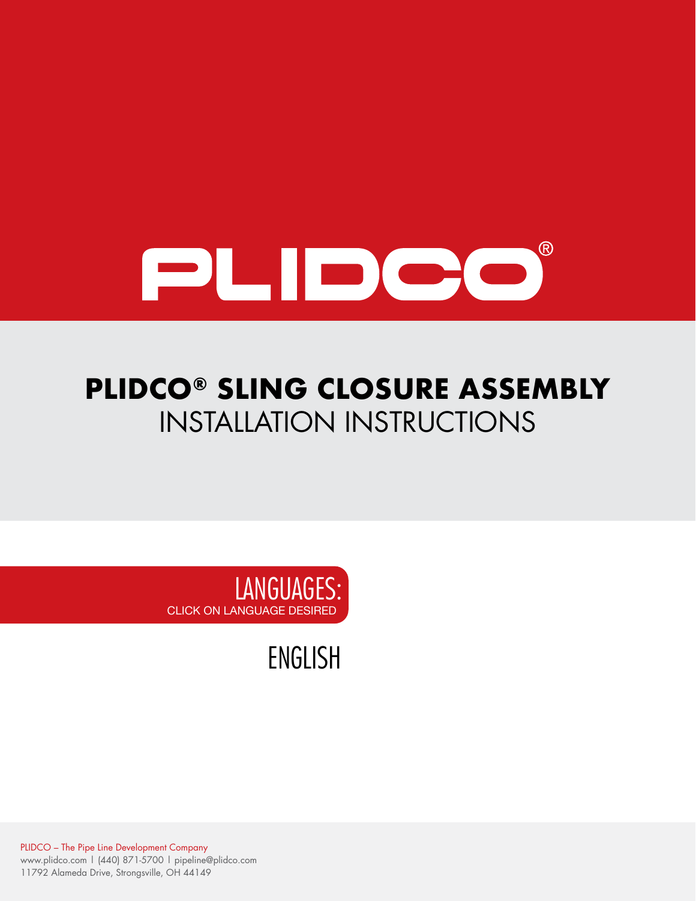# PLIDCO®

## PLIDCO® SLING CLOSURE ASSEMBLY

## INSTALLATION INSTRUCTIONS

LANGUAGES:
CLICK ON LANGUAGE DESIRED

ENGLISH

PLIDCO – The Pipe Line Development Company
www.plidco.com | (440) 871-5700 | pipeline@plidco.com
11792 Alameda Drive, Strongsville, OH 44149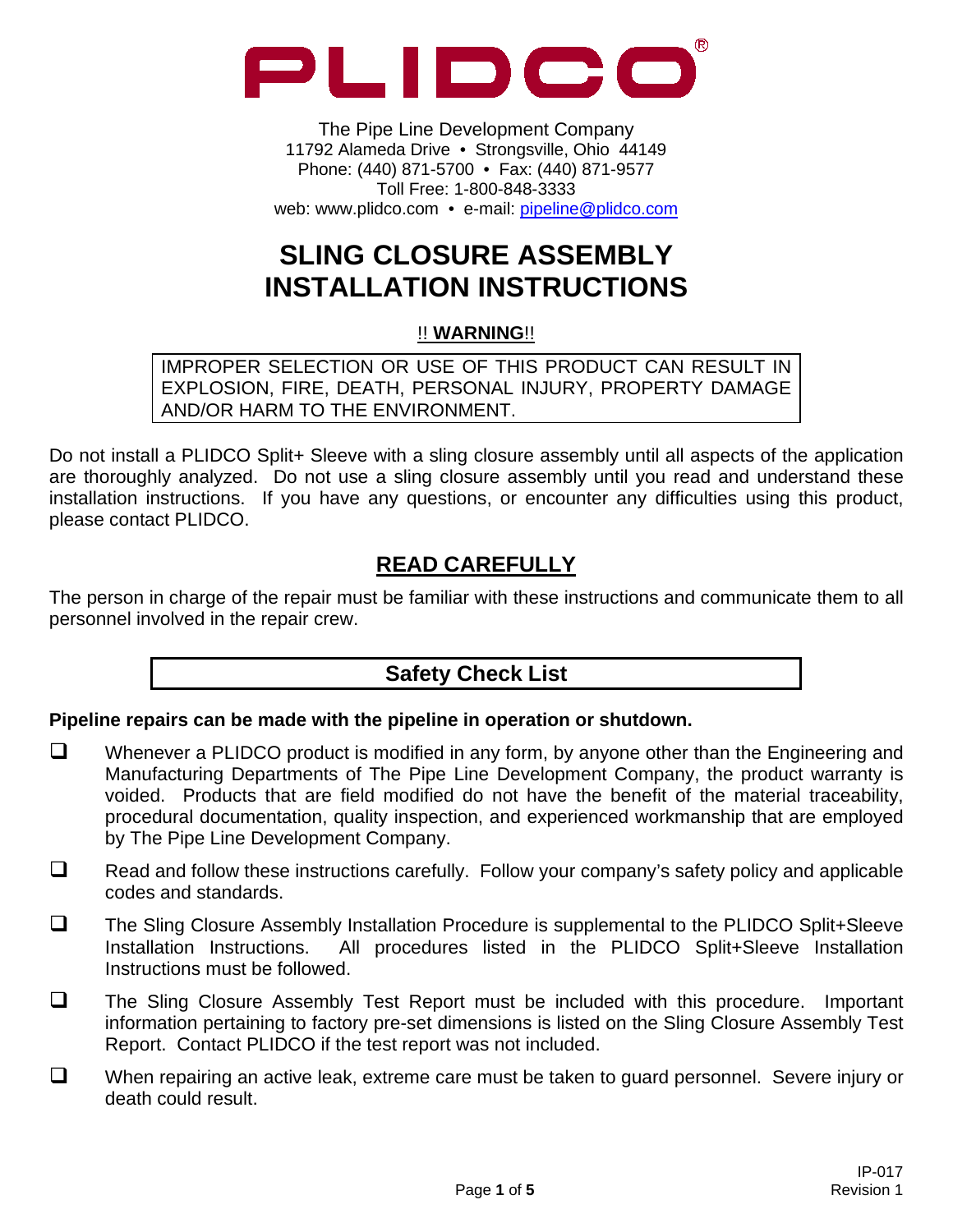# PLIDCO®

The Pipe Line Development Company
11792 Alameda Drive • Strongsville, Ohio 44149
Phone: (440) 871-5700 • Fax: (440) 871-9577
Toll Free: 1-800-848-3333
web: www.plidco.com • e-mail: pipeline@plidco.com

# SLING CLOSURE ASSEMBLY INSTALLATION INSTRUCTIONS

**!! WARNING!!**

| IMPROPER SELECTION OR USE OF THIS PRODUCT CAN RESULT IN EXPLOSION, FIRE, DEATH, PERSONAL INJURY, PROPERTY DAMAGE AND/OR HARM TO THE ENVIRONMENT. |
|---|

Do not install a PLIDCO Split+ Sleeve with a sling closure assembly until all aspects of the application are thoroughly analyzed. Do not use a sling closure assembly until you read and understand these installation instructions. If you have any questions, or encounter any difficulties using this product, please contact PLIDCO.

## READ CAREFULLY

The person in charge of the repair must be familiar with these instructions and communicate them to all personnel involved in the repair crew.

## Safety Check List

**Pipeline repairs can be made with the pipeline in operation or shutdown.**

- ☐ Whenever a PLIDCO product is modified in any form, by anyone other than the Engineering and Manufacturing Departments of The Pipe Line Development Company, the product warranty is voided. Products that are field modified do not have the benefit of the material traceability, procedural documentation, quality inspection, and experienced workmanship that are employed by The Pipe Line Development Company.
- ☐ Read and follow these instructions carefully. Follow your company's safety policy and applicable codes and standards.
- ☐ The Sling Closure Assembly Installation Procedure is supplemental to the PLIDCO Split+Sleeve Installation Instructions. All procedures listed in the PLIDCO Split+Sleeve Installation Instructions must be followed.
- ☐ The Sling Closure Assembly Test Report must be included with this procedure. Important information pertaining to factory pre-set dimensions is listed on the Sling Closure Assembly Test Report. Contact PLIDCO if the test report was not included.
- ☐ When repairing an active leak, extreme care must be taken to guard personnel. Severe injury or death could result.

IP-017
Revision 1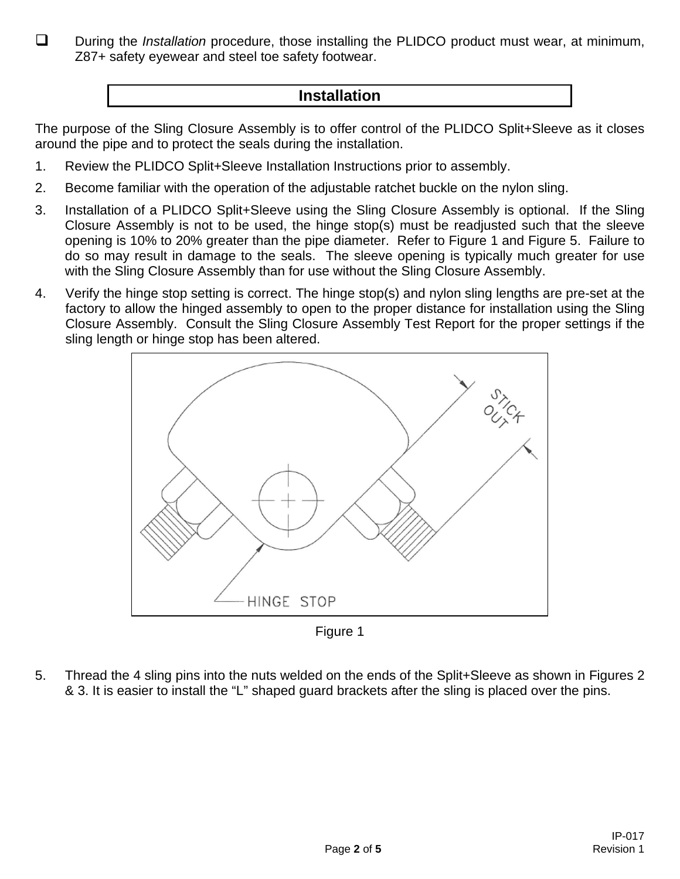- [ ] During the *Installation* procedure, those installing the PLIDCO product must wear, at minimum, Z87+ safety eyewear and steel toe safety footwear.

## Installation

The purpose of the Sling Closure Assembly is to offer control of the PLIDCO Split+Sleeve as it closes around the pipe and to protect the seals during the installation.

1. Review the PLIDCO Split+Sleeve Installation Instructions prior to assembly.
2. Become familiar with the operation of the adjustable ratchet buckle on the nylon sling.
3. Installation of a PLIDCO Split+Sleeve using the Sling Closure Assembly is optional. If the Sling Closure Assembly is not to be used, the hinge stop(s) must be readjusted such that the sleeve opening is 10% to 20% greater than the pipe diameter. Refer to Figure 1 and Figure 5. Failure to do so may result in damage to the seals. The sleeve opening is typically much greater for use with the Sling Closure Assembly than for use without the Sling Closure Assembly.
4. Verify the hinge stop setting is correct. The hinge stop(s) and nylon sling lengths are pre-set at the factory to allow the hinged assembly to open to the proper distance for installation using the Sling Closure Assembly. Consult the Sling Closure Assembly Test Report for the proper settings if the sling length or hinge stop has been altered.

Figure 1

5. Thread the 4 sling pins into the nuts welded on the ends of the Split+Sleeve as shown in Figures 2 & 3. It is easier to install the "L" shaped guard brackets after the sling is placed over the pins.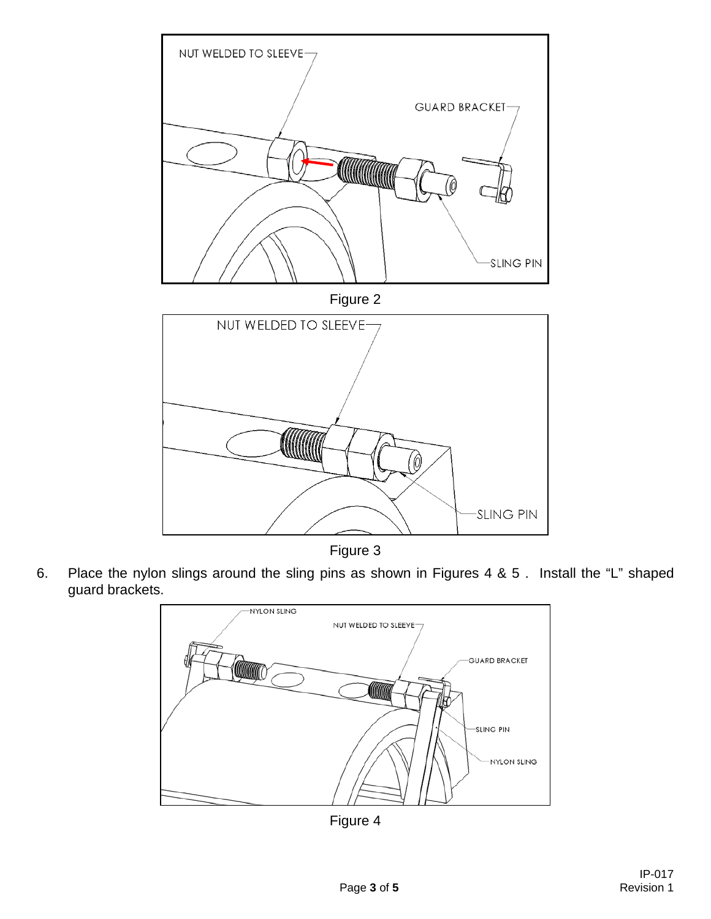Figure 2

Figure 3

6. Place the nylon slings around the sling pins as shown in Figures 4 & 5 . Install the “L” shaped guard brackets.

Figure 4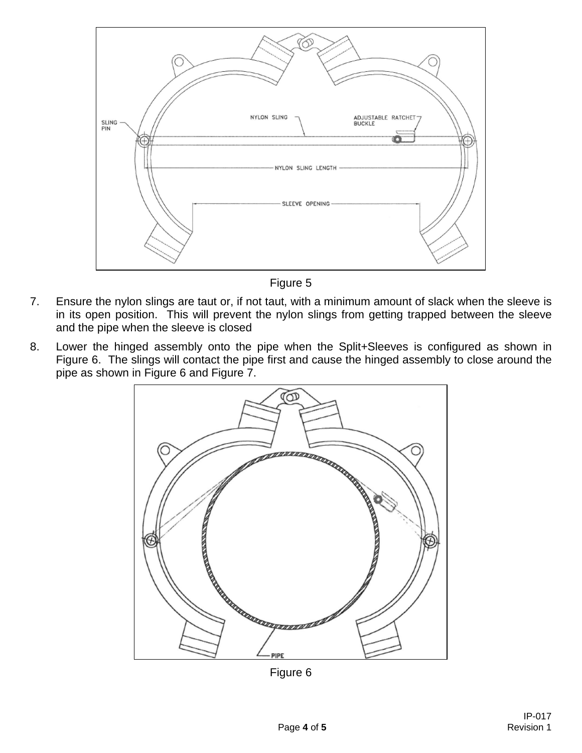Figure 5

7. Ensure the nylon slings are taut or, if not taut, with a minimum amount of slack when the sleeve is in its open position. This will prevent the nylon slings from getting trapped between the sleeve and the pipe when the sleeve is closed
8. Lower the hinged assembly onto the pipe when the Split+Sleeves is configured as shown in Figure 6. The slings will contact the pipe first and cause the hinged assembly to close around the pipe as shown in Figure 6 and Figure 7.

Figure 6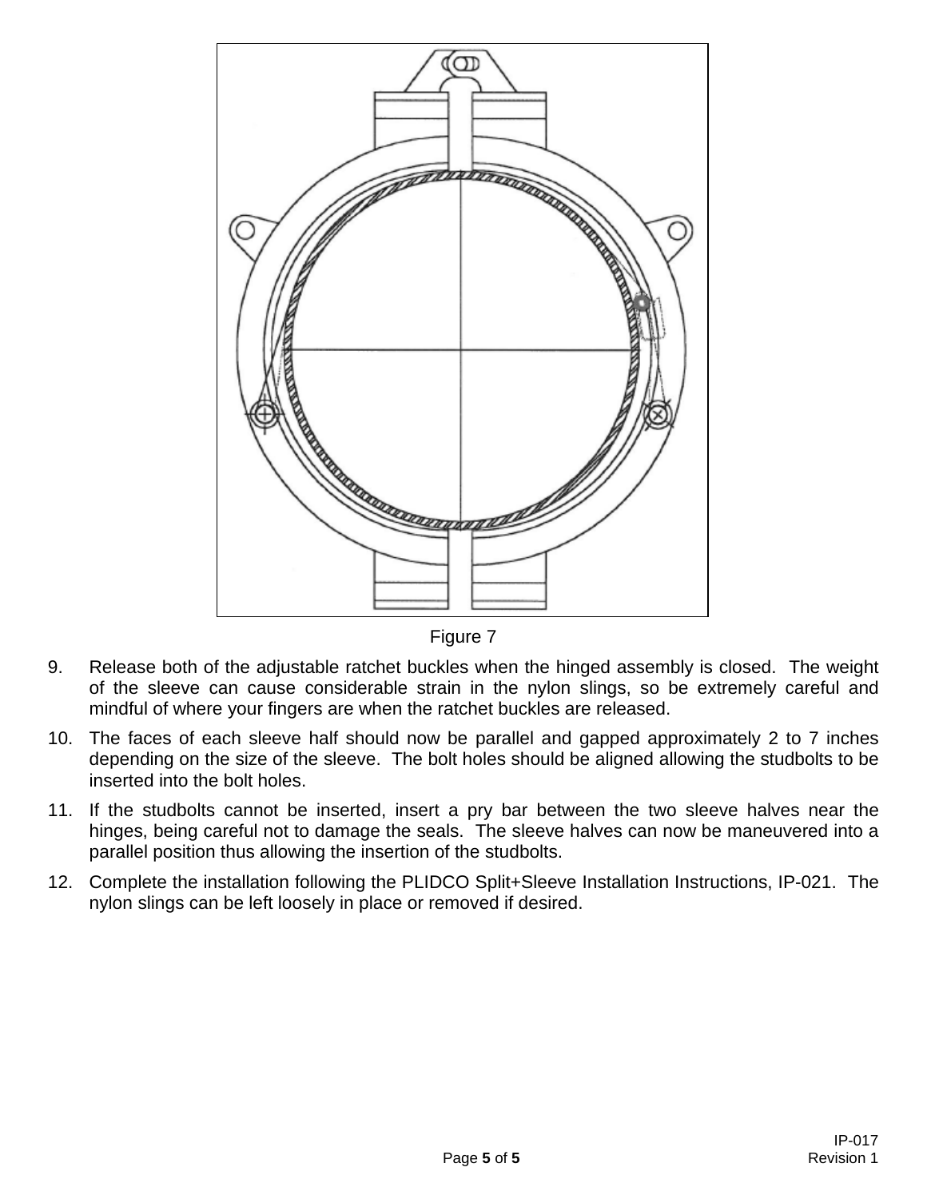Figure 7

9. Release both of the adjustable ratchet buckles when the hinged assembly is closed. The weight of the sleeve can cause considerable strain in the nylon slings, so be extremely careful and mindful of where your fingers are when the ratchet buckles are released.
10. The faces of each sleeve half should now be parallel and gapped approximately 2 to 7 inches depending on the size of the sleeve. The bolt holes should be aligned allowing the studbolts to be inserted into the bolt holes.
11. If the studbolts cannot be inserted, insert a pry bar between the two sleeve halves near the hinges, being careful not to damage the seals. The sleeve halves can now be maneuvered into a parallel position thus allowing the insertion of the studbolts.
12. Complete the installation following the PLIDCO Split+Sleeve Installation Instructions, IP-021. The nylon slings can be left loosely in place or removed if desired.